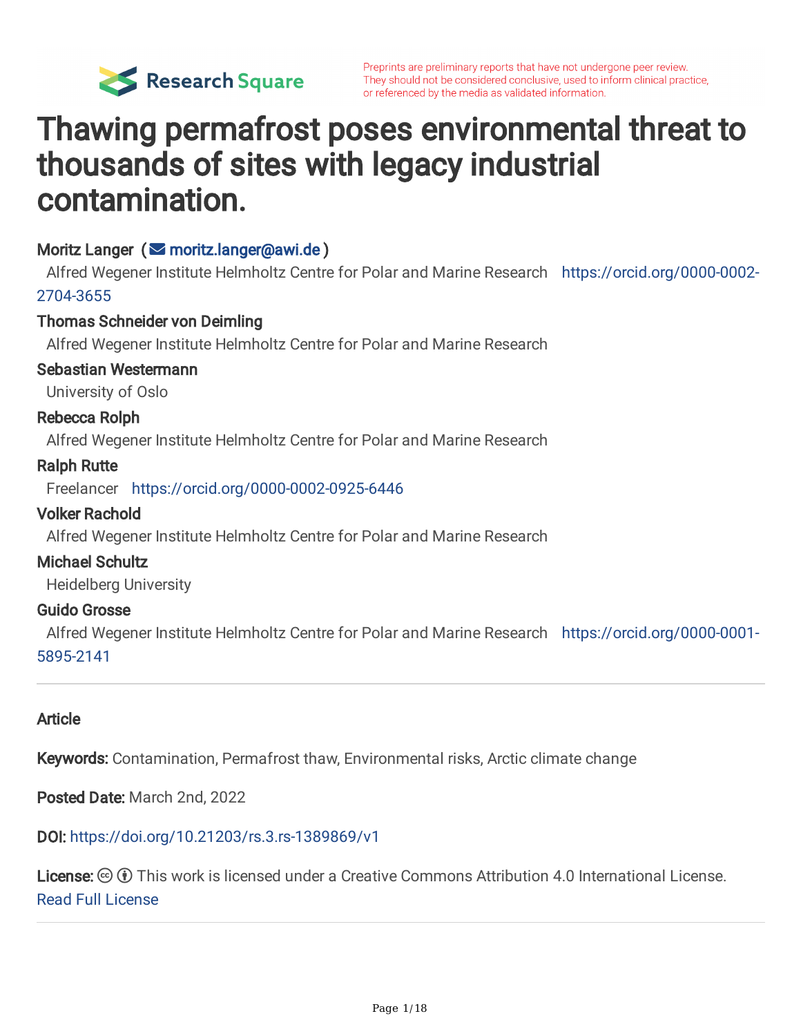Preprints are preliminary reports that have not undergone peer review. They should not be considered conclusive, used to inform clinical practice, or referenced by the media as validated information.

# Thawing permafrost poses environmental threat to thousands of sites with legacy industrial contamination.

**Moritz Langer** (✉ moritz.langer@awi.de)
Alfred Wegener Institute Helmholtz Centre for Polar and Marine Research https://orcid.org/0000-0002-2704-3655

**Thomas Schneider von Deimling**
Alfred Wegener Institute Helmholtz Centre for Polar and Marine Research

**Sebastian Westermann**
University of Oslo

**Rebecca Rolph**
Alfred Wegener Institute Helmholtz Centre for Polar and Marine Research

**Ralph Rutte**
Freelancer https://orcid.org/0000-0002-0925-6446

**Volker Rachold**
Alfred Wegener Institute Helmholtz Centre for Polar and Marine Research

**Michael Schultz**
Heidelberg University

**Guido Grosse**
Alfred Wegener Institute Helmholtz Centre for Polar and Marine Research https://orcid.org/0000-0001-5895-2141

---

**Article**

**Keywords:** Contamination, Permafrost thaw, Environmental risks, Arctic climate change

**Posted Date:** March 2nd, 2022

**DOI:** https://doi.org/10.21203/rs.3.rs-1389869/v1

**License:** This work is licensed under a Creative Commons Attribution 4.0 International License.
Read Full License

---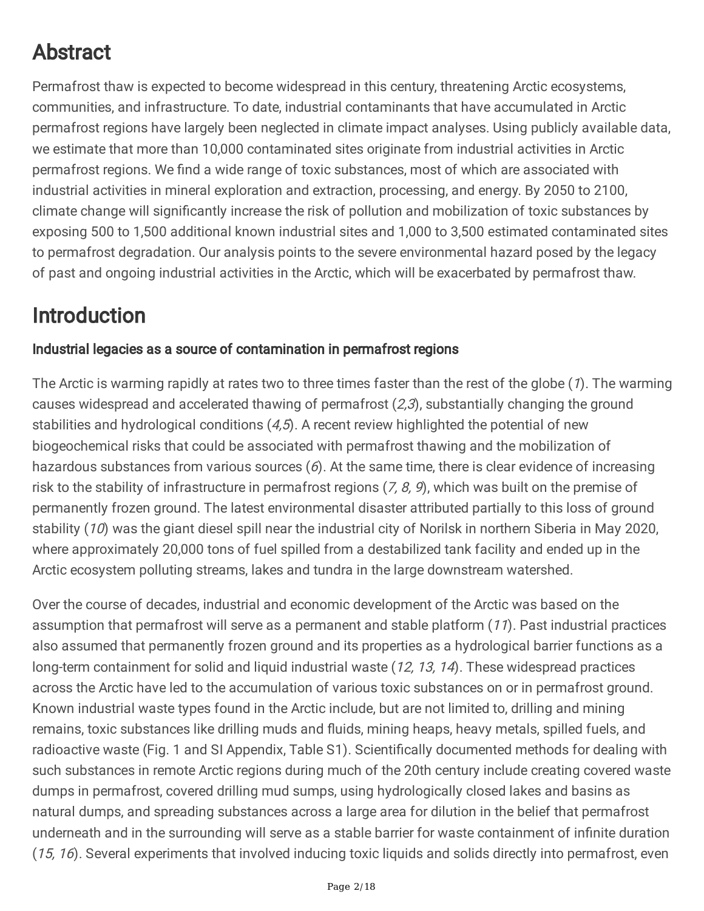# Abstract

Permafrost thaw is expected to become widespread in this century, threatening Arctic ecosystems, communities, and infrastructure. To date, industrial contaminants that have accumulated in Arctic permafrost regions have largely been neglected in climate impact analyses. Using publicly available data, we estimate that more than 10,000 contaminated sites originate from industrial activities in Arctic permafrost regions. We find a wide range of toxic substances, most of which are associated with industrial activities in mineral exploration and extraction, processing, and energy. By 2050 to 2100, climate change will significantly increase the risk of pollution and mobilization of toxic substances by exposing 500 to 1,500 additional known industrial sites and 1,000 to 3,500 estimated contaminated sites to permafrost degradation. Our analysis points to the severe environmental hazard posed by the legacy of past and ongoing industrial activities in the Arctic, which will be exacerbated by permafrost thaw.

# Introduction

### Industrial legacies as a source of contamination in permafrost regions

The Arctic is warming rapidly at rates two to three times faster than the rest of the globe (*1*). The warming causes widespread and accelerated thawing of permafrost (*2,3*), substantially changing the ground stabilities and hydrological conditions (*4,5*). A recent review highlighted the potential of new biogeochemical risks that could be associated with permafrost thawing and the mobilization of hazardous substances from various sources (*6*). At the same time, there is clear evidence of increasing risk to the stability of infrastructure in permafrost regions (*7, 8, 9*), which was built on the premise of permanently frozen ground. The latest environmental disaster attributed partially to this loss of ground stability (*10*) was the giant diesel spill near the industrial city of Norilsk in northern Siberia in May 2020, where approximately 20,000 tons of fuel spilled from a destabilized tank facility and ended up in the Arctic ecosystem polluting streams, lakes and tundra in the large downstream watershed.

Over the course of decades, industrial and economic development of the Arctic was based on the assumption that permafrost will serve as a permanent and stable platform (*11*). Past industrial practices also assumed that permanently frozen ground and its properties as a hydrological barrier functions as a long-term containment for solid and liquid industrial waste (*12, 13, 14*). These widespread practices across the Arctic have led to the accumulation of various toxic substances on or in permafrost ground. Known industrial waste types found in the Arctic include, but are not limited to, drilling and mining remains, toxic substances like drilling muds and fluids, mining heaps, heavy metals, spilled fuels, and radioactive waste (Fig. 1 and SI Appendix, Table S1). Scientifically documented methods for dealing with such substances in remote Arctic regions during much of the 20th century include creating covered waste dumps in permafrost, covered drilling mud sumps, using hydrologically closed lakes and basins as natural dumps, and spreading substances across a large area for dilution in the belief that permafrost underneath and in the surrounding will serve as a stable barrier for waste containment of infinite duration (*15, 16*). Several experiments that involved inducing toxic liquids and solids directly into permafrost, even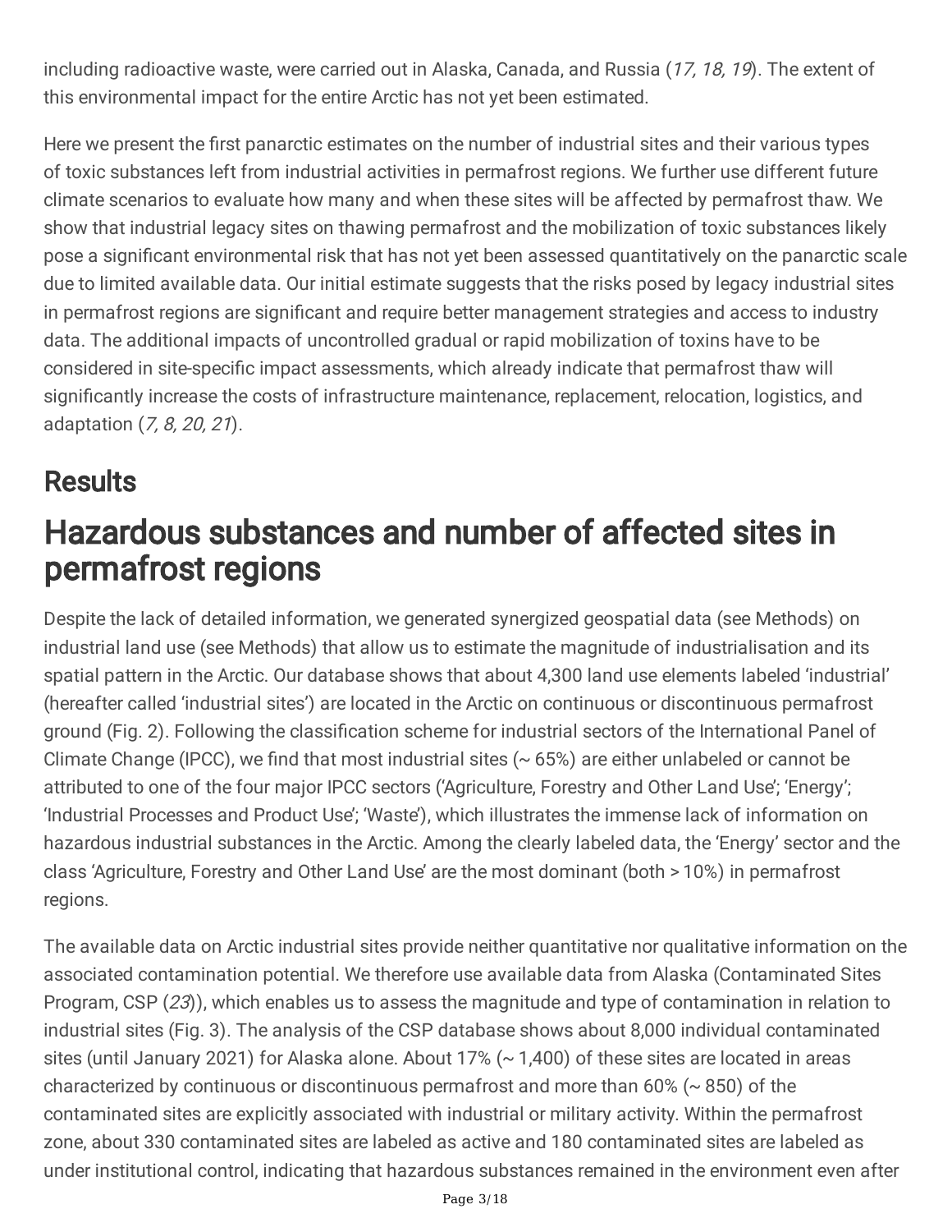including radioactive waste, were carried out in Alaska, Canada, and Russia (*17, 18, 19*). The extent of this environmental impact for the entire Arctic has not yet been estimated.

Here we present the first panarctic estimates on the number of industrial sites and their various types of toxic substances left from industrial activities in permafrost regions. We further use different future climate scenarios to evaluate how many and when these sites will be affected by permafrost thaw. We show that industrial legacy sites on thawing permafrost and the mobilization of toxic substances likely pose a significant environmental risk that has not yet been assessed quantitatively on the panarctic scale due to limited available data. Our initial estimate suggests that the risks posed by legacy industrial sites in permafrost regions are significant and require better management strategies and access to industry data. The additional impacts of uncontrolled gradual or rapid mobilization of toxins have to be considered in site-specific impact assessments, which already indicate that permafrost thaw will significantly increase the costs of infrastructure maintenance, replacement, relocation, logistics, and adaptation (*7, 8, 20, 21*).

## Results

# Hazardous substances and number of affected sites in permafrost regions

Despite the lack of detailed information, we generated synergized geospatial data (see Methods) on industrial land use (see Methods) that allow us to estimate the magnitude of industrialisation and its spatial pattern in the Arctic. Our database shows that about 4,300 land use elements labeled 'industrial' (hereafter called 'industrial sites') are located in the Arctic on continuous or discontinuous permafrost ground (Fig. 2). Following the classification scheme for industrial sectors of the International Panel of Climate Change (IPCC), we find that most industrial sites (~ 65%) are either unlabeled or cannot be attributed to one of the four major IPCC sectors ('Agriculture, Forestry and Other Land Use'; 'Energy'; 'Industrial Processes and Product Use'; 'Waste'), which illustrates the immense lack of information on hazardous industrial substances in the Arctic. Among the clearly labeled data, the 'Energy' sector and the class 'Agriculture, Forestry and Other Land Use' are the most dominant (both > 10%) in permafrost regions.

The available data on Arctic industrial sites provide neither quantitative nor qualitative information on the associated contamination potential. We therefore use available data from Alaska (Contaminated Sites Program, CSP (*23*)), which enables us to assess the magnitude and type of contamination in relation to industrial sites (Fig. 3). The analysis of the CSP database shows about 8,000 individual contaminated sites (until January 2021) for Alaska alone. About 17% (~ 1,400) of these sites are located in areas characterized by continuous or discontinuous permafrost and more than 60% (~ 850) of the contaminated sites are explicitly associated with industrial or military activity. Within the permafrost zone, about 330 contaminated sites are labeled as active and 180 contaminated sites are labeled as under institutional control, indicating that hazardous substances remained in the environment even after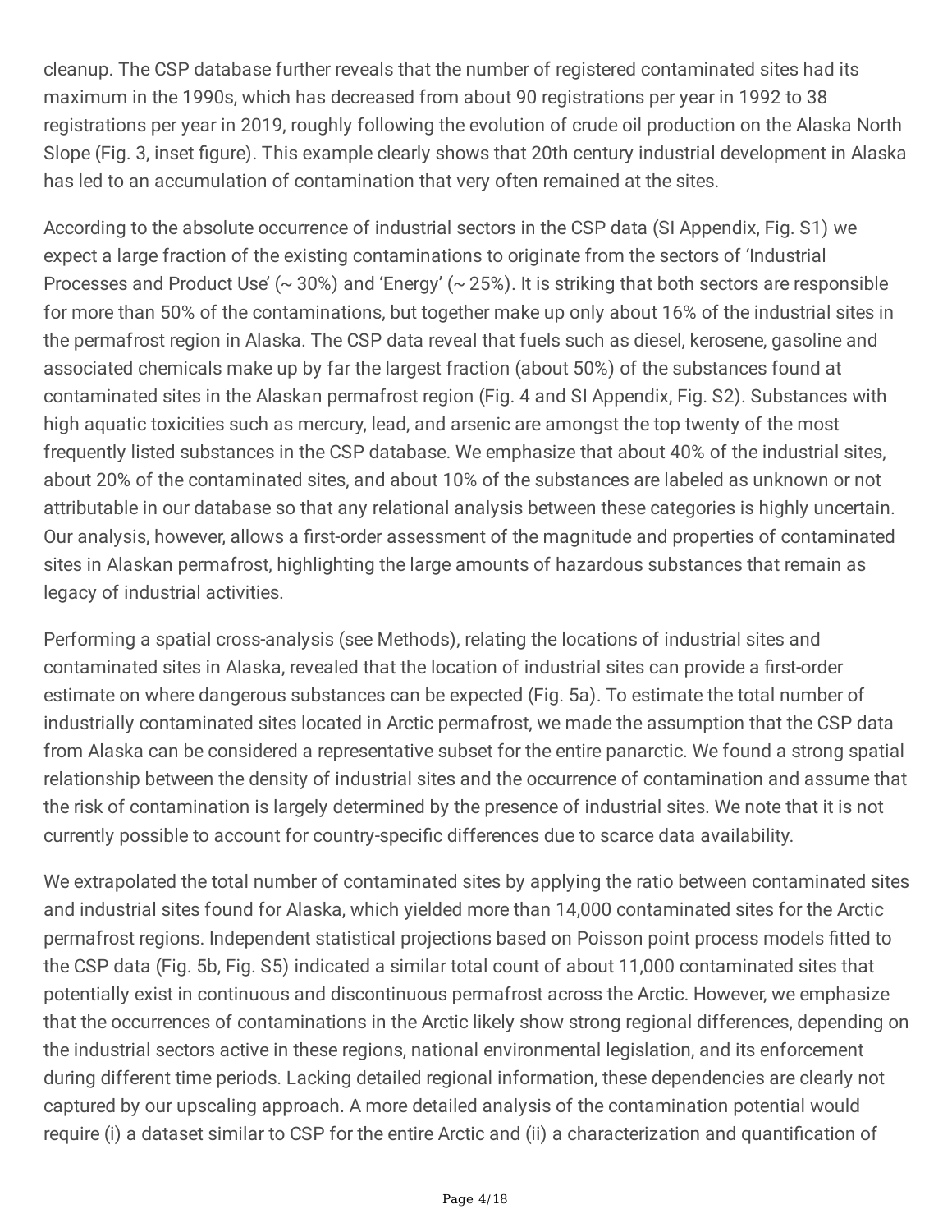cleanup. The CSP database further reveals that the number of registered contaminated sites had its maximum in the 1990s, which has decreased from about 90 registrations per year in 1992 to 38 registrations per year in 2019, roughly following the evolution of crude oil production on the Alaska North Slope (Fig. 3, inset figure). This example clearly shows that 20th century industrial development in Alaska has led to an accumulation of contamination that very often remained at the sites.

According to the absolute occurrence of industrial sectors in the CSP data (SI Appendix, Fig. S1) we expect a large fraction of the existing contaminations to originate from the sectors of 'Industrial Processes and Product Use' (~ 30%) and 'Energy' (~ 25%). It is striking that both sectors are responsible for more than 50% of the contaminations, but together make up only about 16% of the industrial sites in the permafrost region in Alaska. The CSP data reveal that fuels such as diesel, kerosene, gasoline and associated chemicals make up by far the largest fraction (about 50%) of the substances found at contaminated sites in the Alaskan permafrost region (Fig. 4 and SI Appendix, Fig. S2). Substances with high aquatic toxicities such as mercury, lead, and arsenic are amongst the top twenty of the most frequently listed substances in the CSP database. We emphasize that about 40% of the industrial sites, about 20% of the contaminated sites, and about 10% of the substances are labeled as unknown or not attributable in our database so that any relational analysis between these categories is highly uncertain. Our analysis, however, allows a first-order assessment of the magnitude and properties of contaminated sites in Alaskan permafrost, highlighting the large amounts of hazardous substances that remain as legacy of industrial activities.

Performing a spatial cross-analysis (see Methods), relating the locations of industrial sites and contaminated sites in Alaska, revealed that the location of industrial sites can provide a first-order estimate on where dangerous substances can be expected (Fig. 5a). To estimate the total number of industrially contaminated sites located in Arctic permafrost, we made the assumption that the CSP data from Alaska can be considered a representative subset for the entire panarctic. We found a strong spatial relationship between the density of industrial sites and the occurrence of contamination and assume that the risk of contamination is largely determined by the presence of industrial sites. We note that it is not currently possible to account for country-specific differences due to scarce data availability.

We extrapolated the total number of contaminated sites by applying the ratio between contaminated sites and industrial sites found for Alaska, which yielded more than 14,000 contaminated sites for the Arctic permafrost regions. Independent statistical projections based on Poisson point process models fitted to the CSP data (Fig. 5b, Fig. S5) indicated a similar total count of about 11,000 contaminated sites that potentially exist in continuous and discontinuous permafrost across the Arctic. However, we emphasize that the occurrences of contaminations in the Arctic likely show strong regional differences, depending on the industrial sectors active in these regions, national environmental legislation, and its enforcement during different time periods. Lacking detailed regional information, these dependencies are clearly not captured by our upscaling approach. A more detailed analysis of the contamination potential would require (i) a dataset similar to CSP for the entire Arctic and (ii) a characterization and quantification of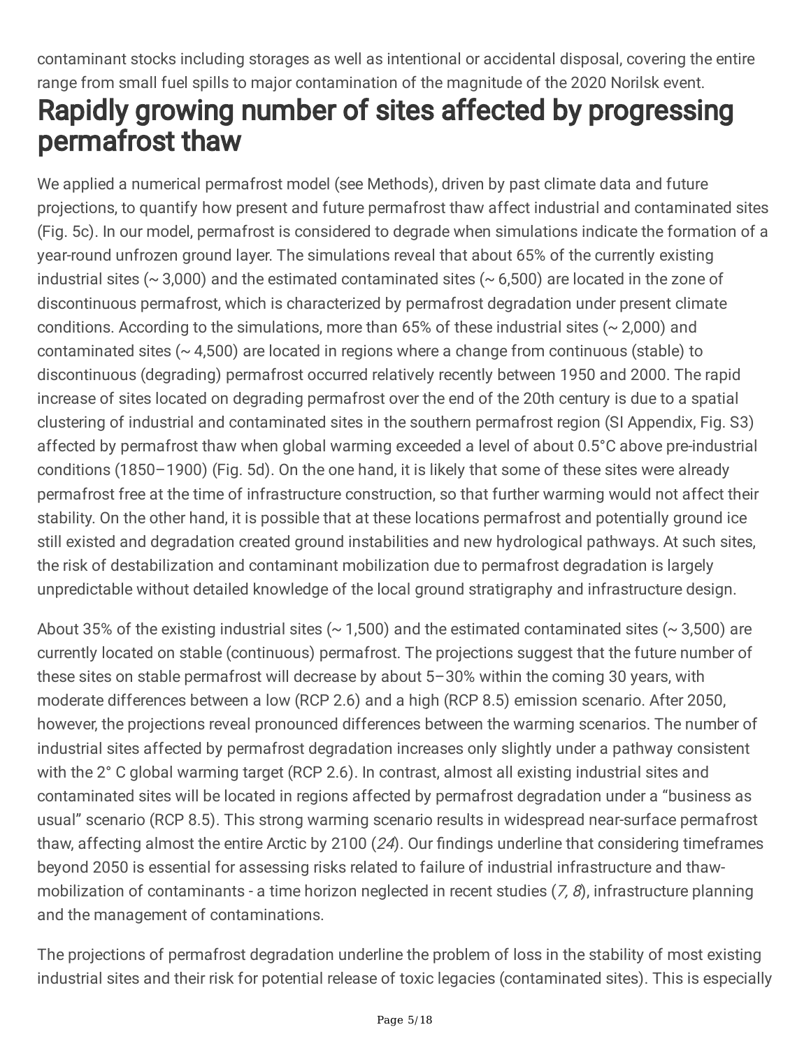contaminant stocks including storages as well as intentional or accidental disposal, covering the entire range from small fuel spills to major contamination of the magnitude of the 2020 Norilsk event.

## Rapidly growing number of sites affected by progressing permafrost thaw

We applied a numerical permafrost model (see Methods), driven by past climate data and future projections, to quantify how present and future permafrost thaw affect industrial and contaminated sites (Fig. 5c). In our model, permafrost is considered to degrade when simulations indicate the formation of a year-round unfrozen ground layer. The simulations reveal that about 65% of the currently existing industrial sites (~ 3,000) and the estimated contaminated sites (~ 6,500) are located in the zone of discontinuous permafrost, which is characterized by permafrost degradation under present climate conditions. According to the simulations, more than 65% of these industrial sites (~ 2,000) and contaminated sites (~ 4,500) are located in regions where a change from continuous (stable) to discontinuous (degrading) permafrost occurred relatively recently between 1950 and 2000. The rapid increase of sites located on degrading permafrost over the end of the 20th century is due to a spatial clustering of industrial and contaminated sites in the southern permafrost region (SI Appendix, Fig. S3) affected by permafrost thaw when global warming exceeded a level of about 0.5°C above pre-industrial conditions (1850–1900) (Fig. 5d). On the one hand, it is likely that some of these sites were already permafrost free at the time of infrastructure construction, so that further warming would not affect their stability. On the other hand, it is possible that at these locations permafrost and potentially ground ice still existed and degradation created ground instabilities and new hydrological pathways. At such sites, the risk of destabilization and contaminant mobilization due to permafrost degradation is largely unpredictable without detailed knowledge of the local ground stratigraphy and infrastructure design.

About 35% of the existing industrial sites (~ 1,500) and the estimated contaminated sites (~ 3,500) are currently located on stable (continuous) permafrost. The projections suggest that the future number of these sites on stable permafrost will decrease by about 5–30% within the coming 30 years, with moderate differences between a low (RCP 2.6) and a high (RCP 8.5) emission scenario. After 2050, however, the projections reveal pronounced differences between the warming scenarios. The number of industrial sites affected by permafrost degradation increases only slightly under a pathway consistent with the 2° C global warming target (RCP 2.6). In contrast, almost all existing industrial sites and contaminated sites will be located in regions affected by permafrost degradation under a "business as usual" scenario (RCP 8.5). This strong warming scenario results in widespread near-surface permafrost thaw, affecting almost the entire Arctic by 2100 (*24*). Our findings underline that considering timeframes beyond 2050 is essential for assessing risks related to failure of industrial infrastructure and thaw-mobilization of contaminants - a time horizon neglected in recent studies (*7, 8*), infrastructure planning and the management of contaminations.

The projections of permafrost degradation underline the problem of loss in the stability of most existing industrial sites and their risk for potential release of toxic legacies (contaminated sites). This is especially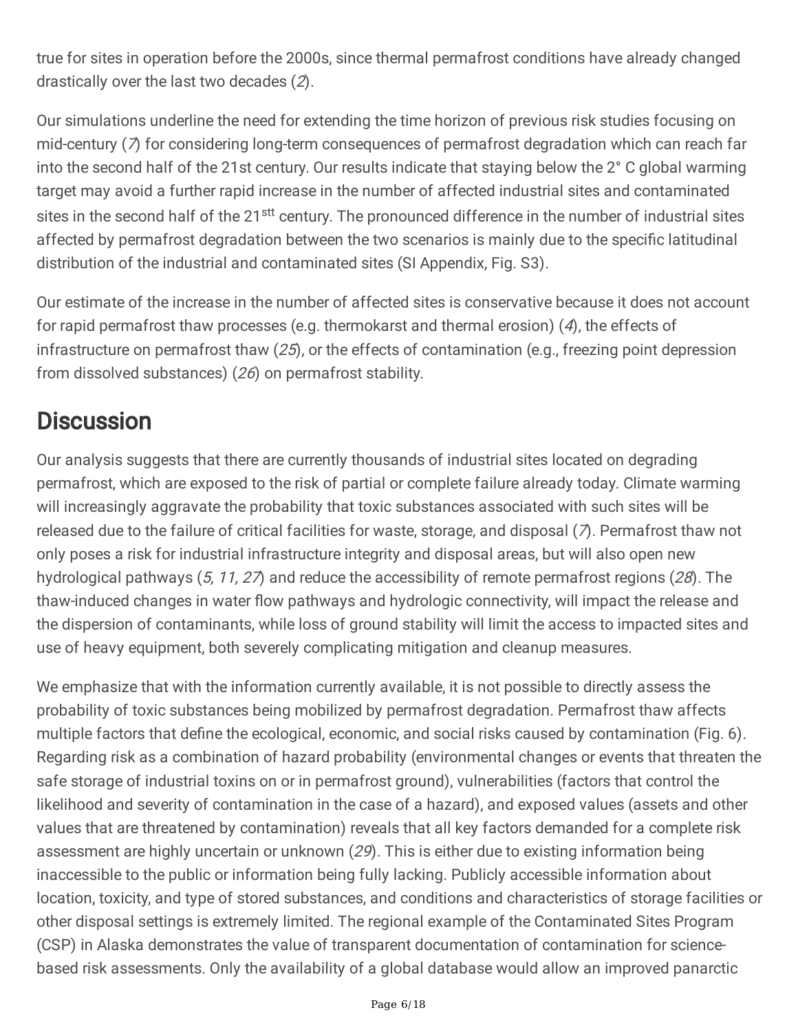true for sites in operation before the 2000s, since thermal permafrost conditions have already changed drastically over the last two decades (*2*).

Our simulations underline the need for extending the time horizon of previous risk studies focusing on mid-century (*7*) for considering long-term consequences of permafrost degradation which can reach far into the second half of the 21st century. Our results indicate that staying below the 2° C global warming target may avoid a further rapid increase in the number of affected industrial sites and contaminated sites in the second half of the 21$^{stt}$ century. The pronounced difference in the number of industrial sites affected by permafrost degradation between the two scenarios is mainly due to the specific latitudinal distribution of the industrial and contaminated sites (SI Appendix, Fig. S3).

Our estimate of the increase in the number of affected sites is conservative because it does not account for rapid permafrost thaw processes (e.g. thermokarst and thermal erosion) (*4*), the effects of infrastructure on permafrost thaw (*25*), or the effects of contamination (e.g., freezing point depression from dissolved substances) (*26*) on permafrost stability.

## Discussion

Our analysis suggests that there are currently thousands of industrial sites located on degrading permafrost, which are exposed to the risk of partial or complete failure already today. Climate warming will increasingly aggravate the probability that toxic substances associated with such sites will be released due to the failure of critical facilities for waste, storage, and disposal (*7*). Permafrost thaw not only poses a risk for industrial infrastructure integrity and disposal areas, but will also open new hydrological pathways (*5, 11, 27*) and reduce the accessibility of remote permafrost regions (*28*). The thaw-induced changes in water flow pathways and hydrologic connectivity, will impact the release and the dispersion of contaminants, while loss of ground stability will limit the access to impacted sites and use of heavy equipment, both severely complicating mitigation and cleanup measures.

We emphasize that with the information currently available, it is not possible to directly assess the probability of toxic substances being mobilized by permafrost degradation. Permafrost thaw affects multiple factors that define the ecological, economic, and social risks caused by contamination (Fig. 6). Regarding risk as a combination of hazard probability (environmental changes or events that threaten the safe storage of industrial toxins on or in permafrost ground), vulnerabilities (factors that control the likelihood and severity of contamination in the case of a hazard), and exposed values (assets and other values that are threatened by contamination) reveals that all key factors demanded for a complete risk assessment are highly uncertain or unknown (*29*). This is either due to existing information being inaccessible to the public or information being fully lacking. Publicly accessible information about location, toxicity, and type of stored substances, and conditions and characteristics of storage facilities or other disposal settings is extremely limited. The regional example of the Contaminated Sites Program (CSP) in Alaska demonstrates the value of transparent documentation of contamination for science-based risk assessments. Only the availability of a global database would allow an improved panarctic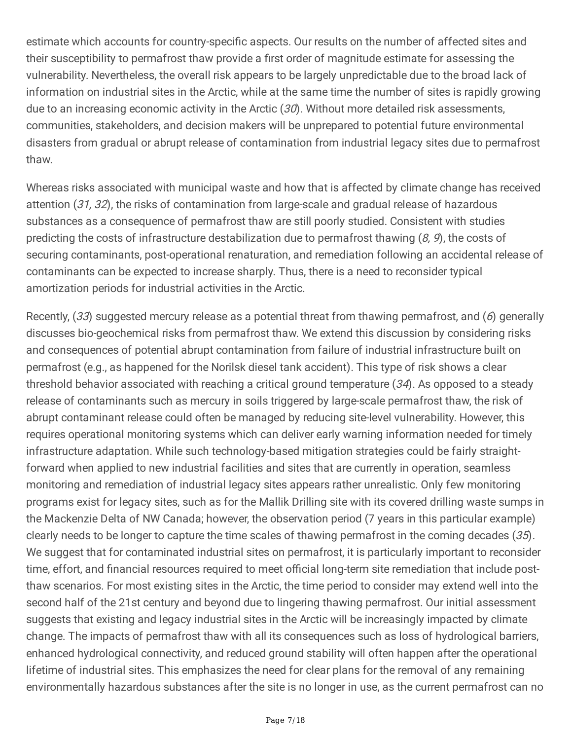estimate which accounts for country-specific aspects. Our results on the number of affected sites and their susceptibility to permafrost thaw provide a first order of magnitude estimate for assessing the vulnerability. Nevertheless, the overall risk appears to be largely unpredictable due to the broad lack of information on industrial sites in the Arctic, while at the same time the number of sites is rapidly growing due to an increasing economic activity in the Arctic (*30*). Without more detailed risk assessments, communities, stakeholders, and decision makers will be unprepared to potential future environmental disasters from gradual or abrupt release of contamination from industrial legacy sites due to permafrost thaw.

Whereas risks associated with municipal waste and how that is affected by climate change has received attention (*31, 32*), the risks of contamination from large-scale and gradual release of hazardous substances as a consequence of permafrost thaw are still poorly studied. Consistent with studies predicting the costs of infrastructure destabilization due to permafrost thawing (*8, 9*), the costs of securing contaminants, post-operational renaturation, and remediation following an accidental release of contaminants can be expected to increase sharply. Thus, there is a need to reconsider typical amortization periods for industrial activities in the Arctic.

Recently, (*33*) suggested mercury release as a potential threat from thawing permafrost, and (*6*) generally discusses bio-geochemical risks from permafrost thaw. We extend this discussion by considering risks and consequences of potential abrupt contamination from failure of industrial infrastructure built on permafrost (e.g., as happened for the Norilsk diesel tank accident). This type of risk shows a clear threshold behavior associated with reaching a critical ground temperature (*34*). As opposed to a steady release of contaminants such as mercury in soils triggered by large-scale permafrost thaw, the risk of abrupt contaminant release could often be managed by reducing site-level vulnerability. However, this requires operational monitoring systems which can deliver early warning information needed for timely infrastructure adaptation. While such technology-based mitigation strategies could be fairly straight-forward when applied to new industrial facilities and sites that are currently in operation, seamless monitoring and remediation of industrial legacy sites appears rather unrealistic. Only few monitoring programs exist for legacy sites, such as for the Mallik Drilling site with its covered drilling waste sumps in the Mackenzie Delta of NW Canada; however, the observation period (7 years in this particular example) clearly needs to be longer to capture the time scales of thawing permafrost in the coming decades (*35*). We suggest that for contaminated industrial sites on permafrost, it is particularly important to reconsider time, effort, and financial resources required to meet official long-term site remediation that include post-thaw scenarios. For most existing sites in the Arctic, the time period to consider may extend well into the second half of the 21st century and beyond due to lingering thawing permafrost. Our initial assessment suggests that existing and legacy industrial sites in the Arctic will be increasingly impacted by climate change. The impacts of permafrost thaw with all its consequences such as loss of hydrological barriers, enhanced hydrological connectivity, and reduced ground stability will often happen after the operational lifetime of industrial sites. This emphasizes the need for clear plans for the removal of any remaining environmentally hazardous substances after the site is no longer in use, as the current permafrost can no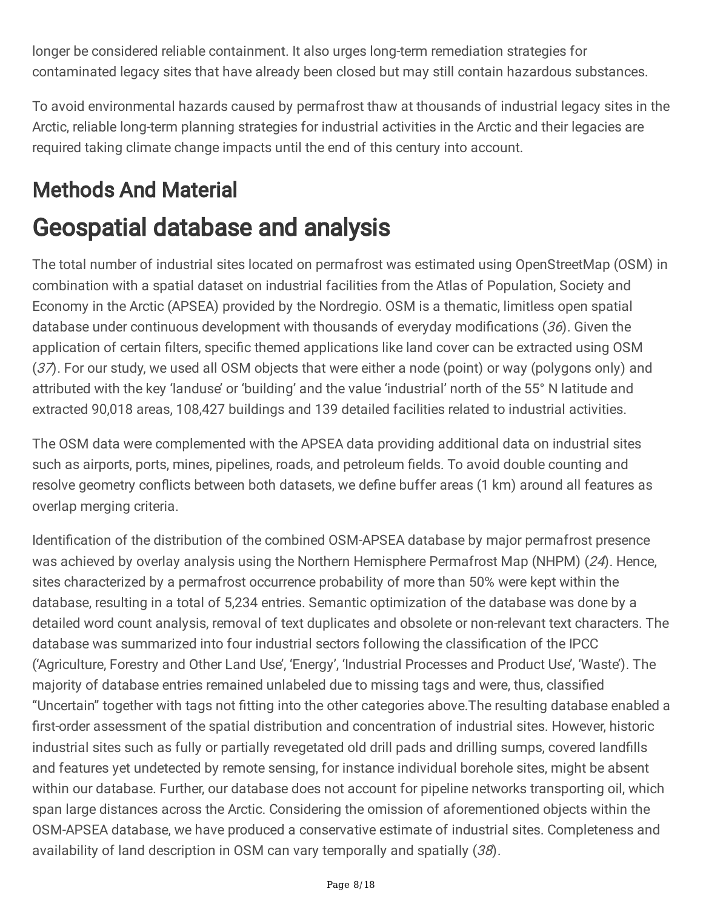longer be considered reliable containment. It also urges long-term remediation strategies for contaminated legacy sites that have already been closed but may still contain hazardous substances.

To avoid environmental hazards caused by permafrost thaw at thousands of industrial legacy sites in the Arctic, reliable long-term planning strategies for industrial activities in the Arctic and their legacies are required taking climate change impacts until the end of this century into account.

## Methods And Material

# Geospatial database and analysis

The total number of industrial sites located on permafrost was estimated using OpenStreetMap (OSM) in combination with a spatial dataset on industrial facilities from the Atlas of Population, Society and Economy in the Arctic (APSEA) provided by the Nordregio. OSM is a thematic, limitless open spatial database under continuous development with thousands of everyday modifications (*36*). Given the application of certain filters, specific themed applications like land cover can be extracted using OSM (*37*). For our study, we used all OSM objects that were either a node (point) or way (polygons only) and attributed with the key 'landuse' or 'building' and the value 'industrial' north of the 55° N latitude and extracted 90,018 areas, 108,427 buildings and 139 detailed facilities related to industrial activities.

The OSM data were complemented with the APSEA data providing additional data on industrial sites such as airports, ports, mines, pipelines, roads, and petroleum fields. To avoid double counting and resolve geometry conflicts between both datasets, we define buffer areas (1 km) around all features as overlap merging criteria.

Identification of the distribution of the combined OSM-APSEA database by major permafrost presence was achieved by overlay analysis using the Northern Hemisphere Permafrost Map (NHPM) (*24*). Hence, sites characterized by a permafrost occurrence probability of more than 50% were kept within the database, resulting in a total of 5,234 entries. Semantic optimization of the database was done by a detailed word count analysis, removal of text duplicates and obsolete or non-relevant text characters. The database was summarized into four industrial sectors following the classification of the IPCC ('Agriculture, Forestry and Other Land Use', 'Energy', 'Industrial Processes and Product Use', 'Waste'). The majority of database entries remained unlabeled due to missing tags and were, thus, classified "Uncertain" together with tags not fitting into the other categories above.The resulting database enabled a first-order assessment of the spatial distribution and concentration of industrial sites. However, historic industrial sites such as fully or partially revegetated old drill pads and drilling sumps, covered landfills and features yet undetected by remote sensing, for instance individual borehole sites, might be absent within our database. Further, our database does not account for pipeline networks transporting oil, which span large distances across the Arctic. Considering the omission of aforementioned objects within the OSM-APSEA database, we have produced a conservative estimate of industrial sites. Completeness and availability of land description in OSM can vary temporally and spatially (*38*).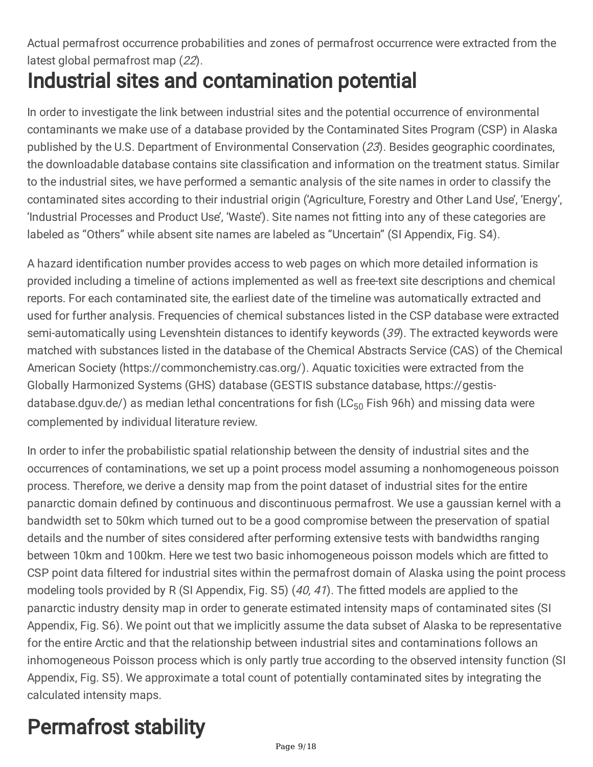Actual permafrost occurrence probabilities and zones of permafrost occurrence were extracted from the latest global permafrost map (*22*).

# Industrial sites and contamination potential

In order to investigate the link between industrial sites and the potential occurrence of environmental contaminants we make use of a database provided by the Contaminated Sites Program (CSP) in Alaska published by the U.S. Department of Environmental Conservation (*23*). Besides geographic coordinates, the downloadable database contains site classification and information on the treatment status. Similar to the industrial sites, we have performed a semantic analysis of the site names in order to classify the contaminated sites according to their industrial origin ('Agriculture, Forestry and Other Land Use', 'Energy', 'Industrial Processes and Product Use', 'Waste'). Site names not fitting into any of these categories are labeled as "Others" while absent site names are labeled as "Uncertain" (SI Appendix, Fig. S4).

A hazard identification number provides access to web pages on which more detailed information is provided including a timeline of actions implemented as well as free-text site descriptions and chemical reports. For each contaminated site, the earliest date of the timeline was automatically extracted and used for further analysis. Frequencies of chemical substances listed in the CSP database were extracted semi-automatically using Levenshtein distances to identify keywords (*39*). The extracted keywords were matched with substances listed in the database of the Chemical Abstracts Service (CAS) of the Chemical American Society (https://commonchemistry.cas.org/). Aquatic toxicities were extracted from the Globally Harmonized Systems (GHS) database (GESTIS substance database, https://gestis-database.dguv.de/) as median lethal concentrations for fish ($LC_{50}$ Fish 96h) and missing data were complemented by individual literature review.

In order to infer the probabilistic spatial relationship between the density of industrial sites and the occurrences of contaminations, we set up a point process model assuming a nonhomogeneous poisson process. Therefore, we derive a density map from the point dataset of industrial sites for the entire panarctic domain defined by continuous and discontinuous permafrost. We use a gaussian kernel with a bandwidth set to 50km which turned out to be a good compromise between the preservation of spatial details and the number of sites considered after performing extensive tests with bandwidths ranging between 10km and 100km. Here we test two basic inhomogeneous poisson models which are fitted to CSP point data filtered for industrial sites within the permafrost domain of Alaska using the point process modeling tools provided by R (SI Appendix, Fig. S5) (*40, 41*). The fitted models are applied to the panarctic industry density map in order to generate estimated intensity maps of contaminated sites (SI Appendix, Fig. S6). We point out that we implicitly assume the data subset of Alaska to be representative for the entire Arctic and that the relationship between industrial sites and contaminations follows an inhomogeneous Poisson process which is only partly true according to the observed intensity function (SI Appendix, Fig. S5). We approximate a total count of potentially contaminated sites by integrating the calculated intensity maps.

# Permafrost stability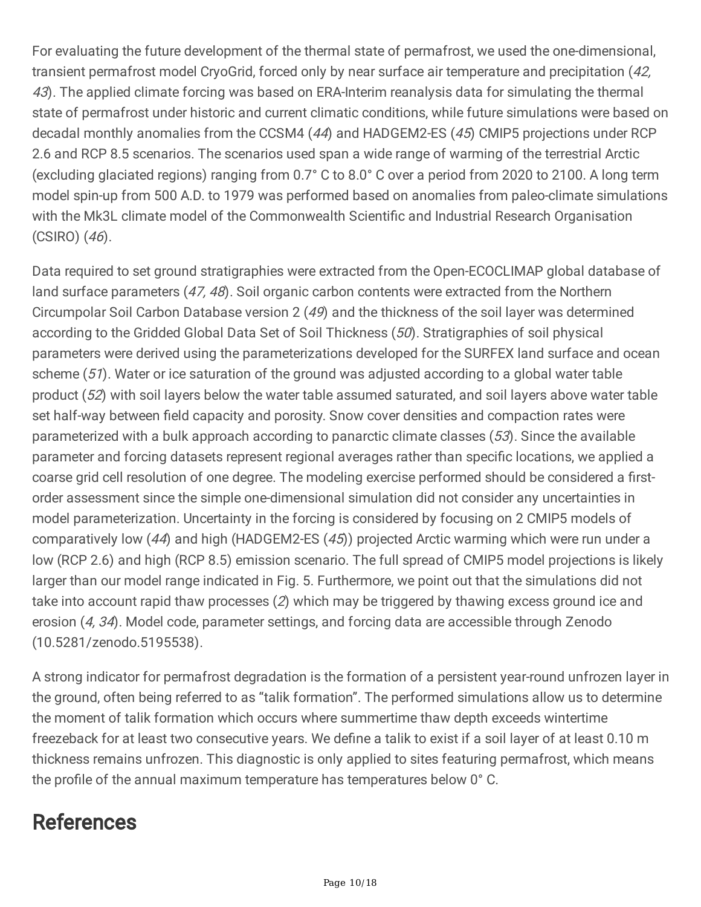For evaluating the future development of the thermal state of permafrost, we used the one-dimensional, transient permafrost model CryoGrid, forced only by near surface air temperature and precipitation (*42, 43*). The applied climate forcing was based on ERA-Interim reanalysis data for simulating the thermal state of permafrost under historic and current climatic conditions, while future simulations were based on decadal monthly anomalies from the CCSM4 (*44*) and HADGEM2-ES (*45*) CMIP5 projections under RCP 2.6 and RCP 8.5 scenarios. The scenarios used span a wide range of warming of the terrestrial Arctic (excluding glaciated regions) ranging from 0.7° C to 8.0° C over a period from 2020 to 2100. A long term model spin-up from 500 A.D. to 1979 was performed based on anomalies from paleo-climate simulations with the Mk3L climate model of the Commonwealth Scientific and Industrial Research Organisation (CSIRO) (*46*).

Data required to set ground stratigraphies were extracted from the Open-ECOCLIMAP global database of land surface parameters (*47, 48*). Soil organic carbon contents were extracted from the Northern Circumpolar Soil Carbon Database version 2 (*49*) and the thickness of the soil layer was determined according to the Gridded Global Data Set of Soil Thickness (*50*). Stratigraphies of soil physical parameters were derived using the parameterizations developed for the SURFEX land surface and ocean scheme (*51*). Water or ice saturation of the ground was adjusted according to a global water table product (*52*) with soil layers below the water table assumed saturated, and soil layers above water table set half-way between field capacity and porosity. Snow cover densities and compaction rates were parameterized with a bulk approach according to panarctic climate classes (*53*). Since the available parameter and forcing datasets represent regional averages rather than specific locations, we applied a coarse grid cell resolution of one degree. The modeling exercise performed should be considered a first-order assessment since the simple one-dimensional simulation did not consider any uncertainties in model parameterization. Uncertainty in the forcing is considered by focusing on 2 CMIP5 models of comparatively low (*44*) and high (HADGEM2-ES (*45*)) projected Arctic warming which were run under a low (RCP 2.6) and high (RCP 8.5) emission scenario. The full spread of CMIP5 model projections is likely larger than our model range indicated in Fig. 5. Furthermore, we point out that the simulations did not take into account rapid thaw processes (*2*) which may be triggered by thawing excess ground ice and erosion (*4, 34*). Model code, parameter settings, and forcing data are accessible through Zenodo (10.5281/zenodo.5195538).

A strong indicator for permafrost degradation is the formation of a persistent year-round unfrozen layer in the ground, often being referred to as "talik formation". The performed simulations allow us to determine the moment of talik formation which occurs where summertime thaw depth exceeds wintertime freezeback for at least two consecutive years. We define a talik to exist if a soil layer of at least 0.10 m thickness remains unfrozen. This diagnostic is only applied to sites featuring permafrost, which means the profile of the annual maximum temperature has temperatures below 0° C.

# References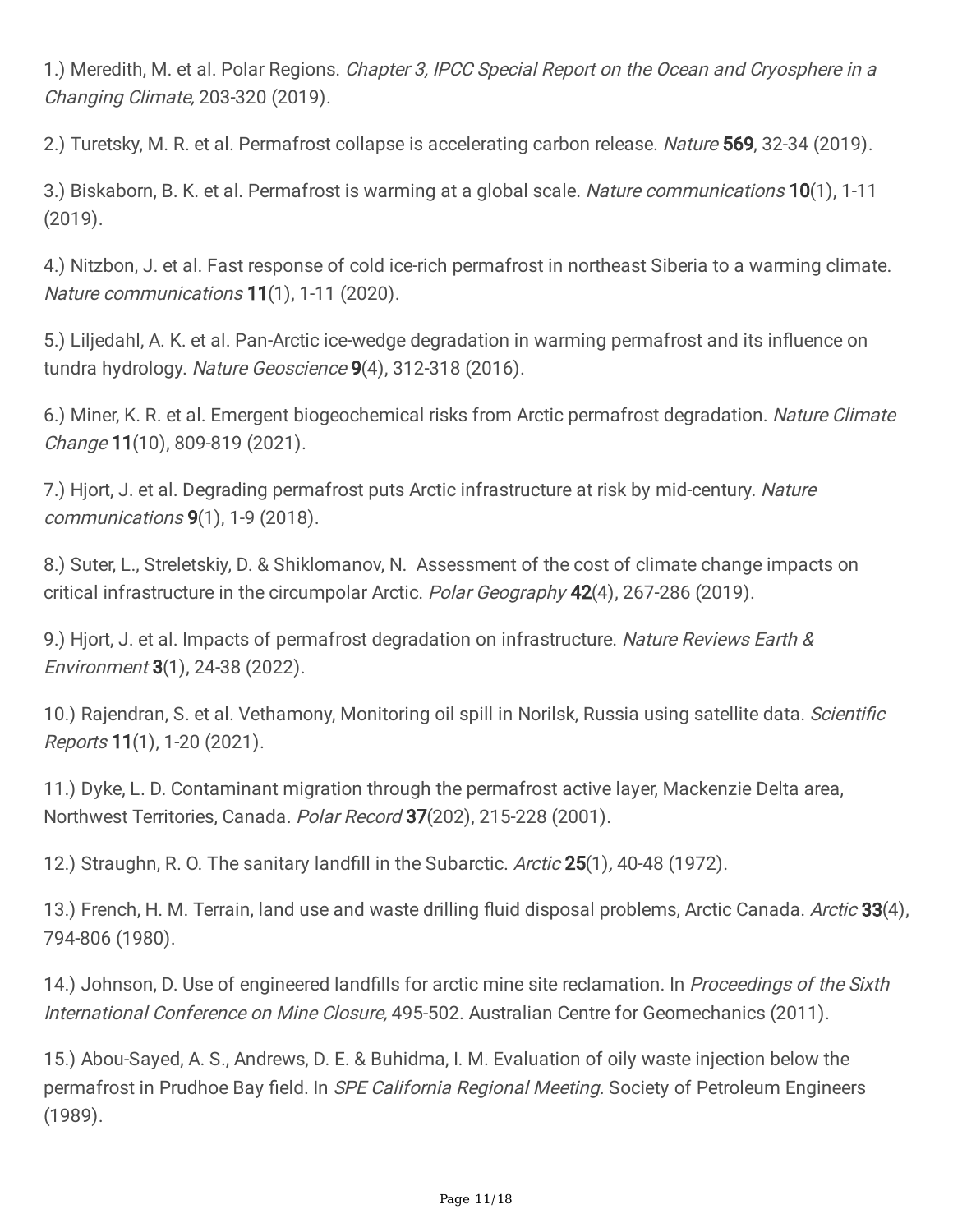1.) Meredith, M. et al. Polar Regions. *Chapter 3, IPCC Special Report on the Ocean and Cryosphere in a Changing Climate,* 203-320 (2019).

2.) Turetsky, M. R. et al. Permafrost collapse is accelerating carbon release. *Nature* **569**, 32-34 (2019).

3.) Biskaborn, B. K. et al. Permafrost is warming at a global scale. *Nature communications* **10**(1), 1-11 (2019).

4.) Nitzbon, J. et al. Fast response of cold ice-rich permafrost in northeast Siberia to a warming climate. *Nature communications* **11**(1), 1-11 (2020).

5.) Liljedahl, A. K. et al. Pan-Arctic ice-wedge degradation in warming permafrost and its influence on tundra hydrology. *Nature Geoscience* **9**(4), 312-318 (2016).

6.) Miner, K. R. et al. Emergent biogeochemical risks from Arctic permafrost degradation. *Nature Climate Change* **11**(10), 809-819 (2021).

7.) Hjort, J. et al. Degrading permafrost puts Arctic infrastructure at risk by mid-century. *Nature communications* **9**(1), 1-9 (2018).

8.) Suter, L., Streletskiy, D. & Shiklomanov, N. Assessment of the cost of climate change impacts on critical infrastructure in the circumpolar Arctic. *Polar Geography* **42**(4), 267-286 (2019).

9.) Hjort, J. et al. Impacts of permafrost degradation on infrastructure. *Nature Reviews Earth & Environment* **3**(1), 24-38 (2022).

10.) Rajendran, S. et al. Vethamony, Monitoring oil spill in Norilsk, Russia using satellite data. *Scientific Reports* **11**(1), 1-20 (2021).

11.) Dyke, L. D. Contaminant migration through the permafrost active layer, Mackenzie Delta area, Northwest Territories, Canada. *Polar Record* **37**(202), 215-228 (2001).

12.) Straughn, R. O. The sanitary landfill in the Subarctic. *Arctic* **25**(1)*,* 40-48 (1972).

13.) French, H. M. Terrain, land use and waste drilling fluid disposal problems, Arctic Canada. *Arctic* **33**(4), 794-806 (1980).

14.) Johnson, D. Use of engineered landfills for arctic mine site reclamation. In *Proceedings of the Sixth International Conference on Mine Closure,* 495-502. Australian Centre for Geomechanics (2011).

15.) Abou-Sayed, A. S., Andrews, D. E. & Buhidma, I. M. Evaluation of oily waste injection below the permafrost in Prudhoe Bay field. In *SPE California Regional Meeting*. Society of Petroleum Engineers (1989).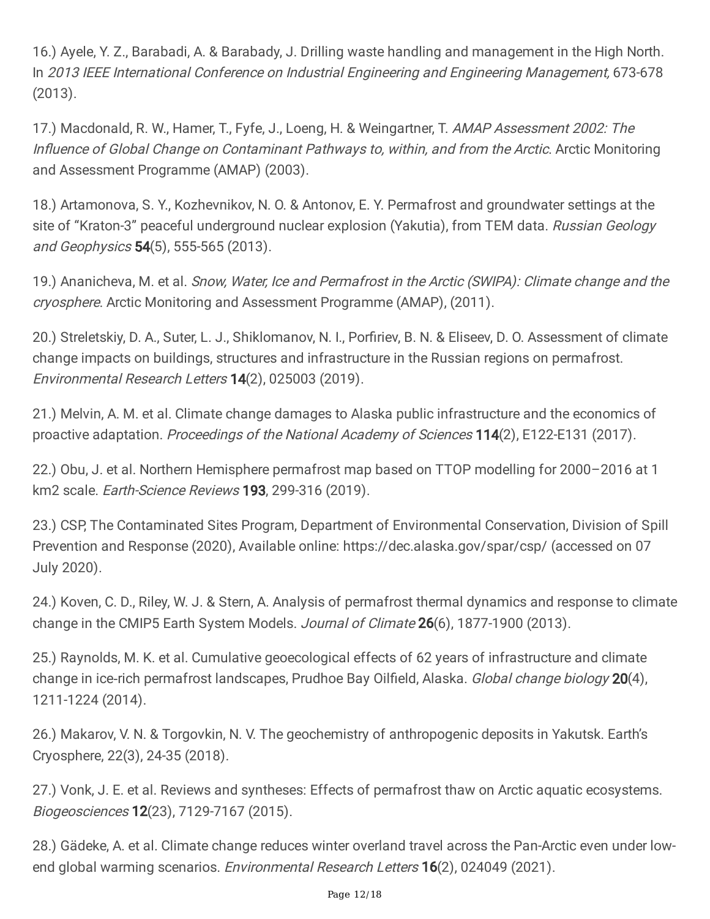16.) Ayele, Y. Z., Barabadi, A. & Barabady, J. Drilling waste handling and management in the High North. In *2013 IEEE International Conference on Industrial Engineering and Engineering Management,* 673-678 (2013).

17.) Macdonald, R. W., Hamer, T., Fyfe, J., Loeng, H. & Weingartner, T. *AMAP Assessment 2002: The Influence of Global Change on Contaminant Pathways to, within, and from the Arctic*. Arctic Monitoring and Assessment Programme (AMAP) (2003).

18.) Artamonova, S. Y., Kozhevnikov, N. O. & Antonov, E. Y. Permafrost and groundwater settings at the site of "Kraton-3" peaceful underground nuclear explosion (Yakutia), from TEM data. *Russian Geology and Geophysics* **54**(5), 555-565 (2013).

19.) Ananicheva, M. et al. *Snow, Water, Ice and Permafrost in the Arctic (SWIPA): Climate change and the cryosphere*. Arctic Monitoring and Assessment Programme (AMAP), (2011).

20.) Streletskiy, D. A., Suter, L. J., Shiklomanov, N. I., Porfiriev, B. N. & Eliseev, D. O. Assessment of climate change impacts on buildings, structures and infrastructure in the Russian regions on permafrost. *Environmental Research Letters* **14**(2), 025003 (2019).

21.) Melvin, A. M. et al. Climate change damages to Alaska public infrastructure and the economics of proactive adaptation. *Proceedings of the National Academy of Sciences* **114**(2), E122-E131 (2017).

22.) Obu, J. et al. Northern Hemisphere permafrost map based on TTOP modelling for 2000–2016 at 1 km2 scale. *Earth-Science Reviews* **193**, 299-316 (2019).

23.) CSP, The Contaminated Sites Program, Department of Environmental Conservation, Division of Spill Prevention and Response (2020), Available online: https://dec.alaska.gov/spar/csp/ (accessed on 07 July 2020).

24.) Koven, C. D., Riley, W. J. & Stern, A. Analysis of permafrost thermal dynamics and response to climate change in the CMIP5 Earth System Models. *Journal of Climate* **26**(6), 1877-1900 (2013).

25.) Raynolds, M. K. et al. Cumulative geoecological effects of 62 years of infrastructure and climate change in ice-rich permafrost landscapes, Prudhoe Bay Oilfield, Alaska. *Global change biology* **20**(4), 1211-1224 (2014).

26.) Makarov, V. N. & Torgovkin, N. V. The geochemistry of anthropogenic deposits in Yakutsk. Earth's Cryosphere, 22(3), 24-35 (2018).

27.) Vonk, J. E. et al. Reviews and syntheses: Effects of permafrost thaw on Arctic aquatic ecosystems. *Biogeosciences* **12**(23), 7129-7167 (2015).

28.) Gädeke, A. et al. Climate change reduces winter overland travel across the Pan-Arctic even under low-end global warming scenarios. *Environmental Research Letters* **16**(2), 024049 (2021).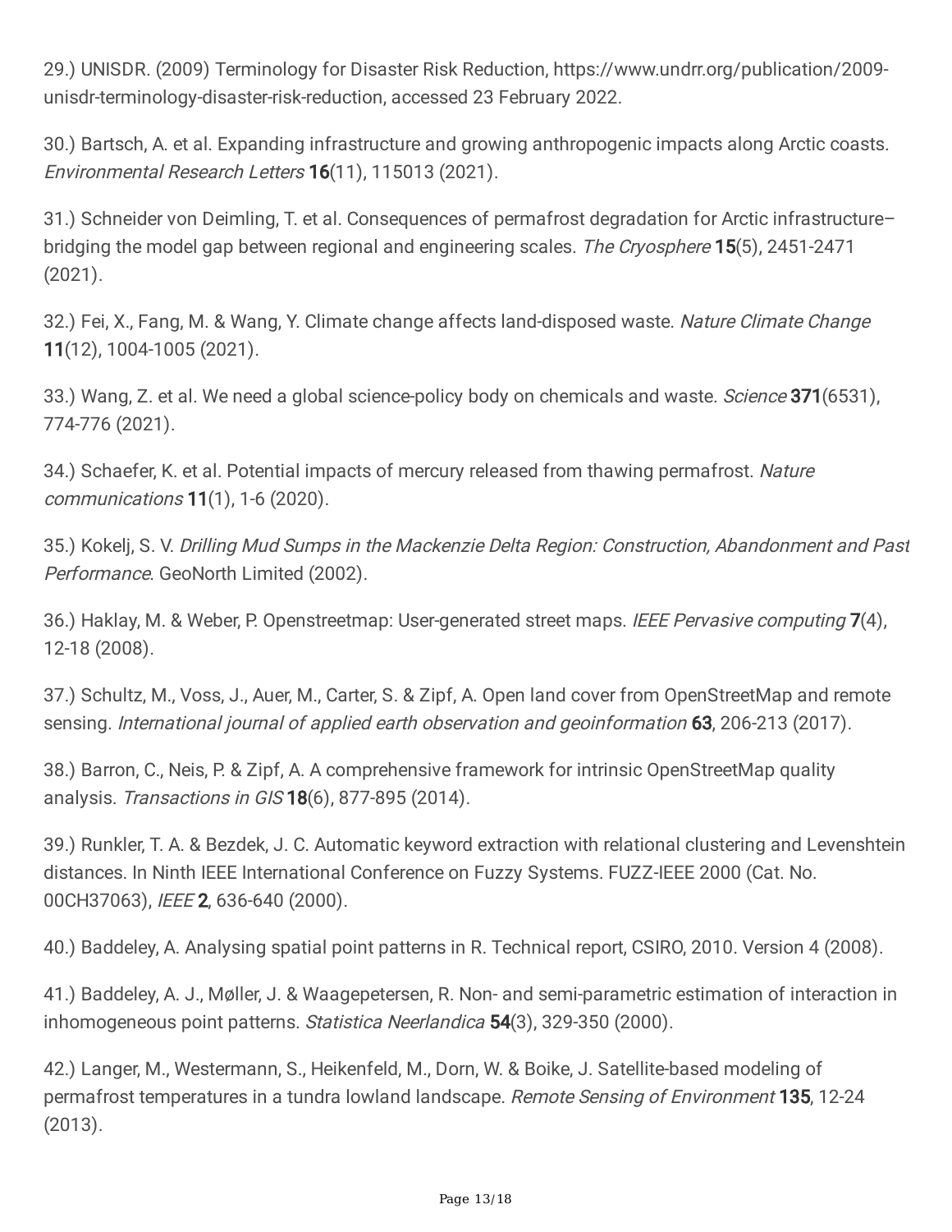29.) UNISDR. (2009) Terminology for Disaster Risk Reduction, https://www.undrr.org/publication/2009-unisdr-terminology-disaster-risk-reduction, accessed 23 February 2022.

30.) Bartsch, A. et al. Expanding infrastructure and growing anthropogenic impacts along Arctic coasts. *Environmental Research Letters* **16**(11), 115013 (2021).

31.) Schneider von Deimling, T. et al. Consequences of permafrost degradation for Arctic infrastructure–bridging the model gap between regional and engineering scales. *The Cryosphere* **15**(5), 2451-2471 (2021).

32.) Fei, X., Fang, M. & Wang, Y. Climate change affects land-disposed waste. *Nature Climate Change* **11**(12), 1004-1005 (2021).

33.) Wang, Z. et al. We need a global science-policy body on chemicals and waste. *Science* **371**(6531), 774-776 (2021).

34.) Schaefer, K. et al. Potential impacts of mercury released from thawing permafrost. *Nature communications* **11**(1), 1-6 (2020).

35.) Kokelj, S. V. *Drilling Mud Sumps in the Mackenzie Delta Region: Construction, Abandonment and Past Performance*. GeoNorth Limited (2002).

36.) Haklay, M. & Weber, P. Openstreetmap: User-generated street maps. *IEEE Pervasive computing* **7**(4), 12-18 (2008).

37.) Schultz, M., Voss, J., Auer, M., Carter, S. & Zipf, A. Open land cover from OpenStreetMap and remote sensing. *International journal of applied earth observation and geoinformation* **63**, 206-213 (2017).

38.) Barron, C., Neis, P. & Zipf, A. A comprehensive framework for intrinsic OpenStreetMap quality analysis. *Transactions in GIS* **18**(6), 877-895 (2014).

39.) Runkler, T. A. & Bezdek, J. C. Automatic keyword extraction with relational clustering and Levenshtein distances. In Ninth IEEE International Conference on Fuzzy Systems. FUZZ-IEEE 2000 (Cat. No. 00CH37063), *IEEE* **2**, 636-640 (2000).

40.) Baddeley, A. Analysing spatial point patterns in R. Technical report, CSIRO, 2010. Version 4 (2008).

41.) Baddeley, A. J., Møller, J. & Waagepetersen, R. Non- and semi-parametric estimation of interaction in inhomogeneous point patterns. *Statistica Neerlandica* **54**(3), 329-350 (2000).

42.) Langer, M., Westermann, S., Heikenfeld, M., Dorn, W. & Boike, J. Satellite-based modeling of permafrost temperatures in a tundra lowland landscape. *Remote Sensing of Environment* **135**, 12-24 (2013).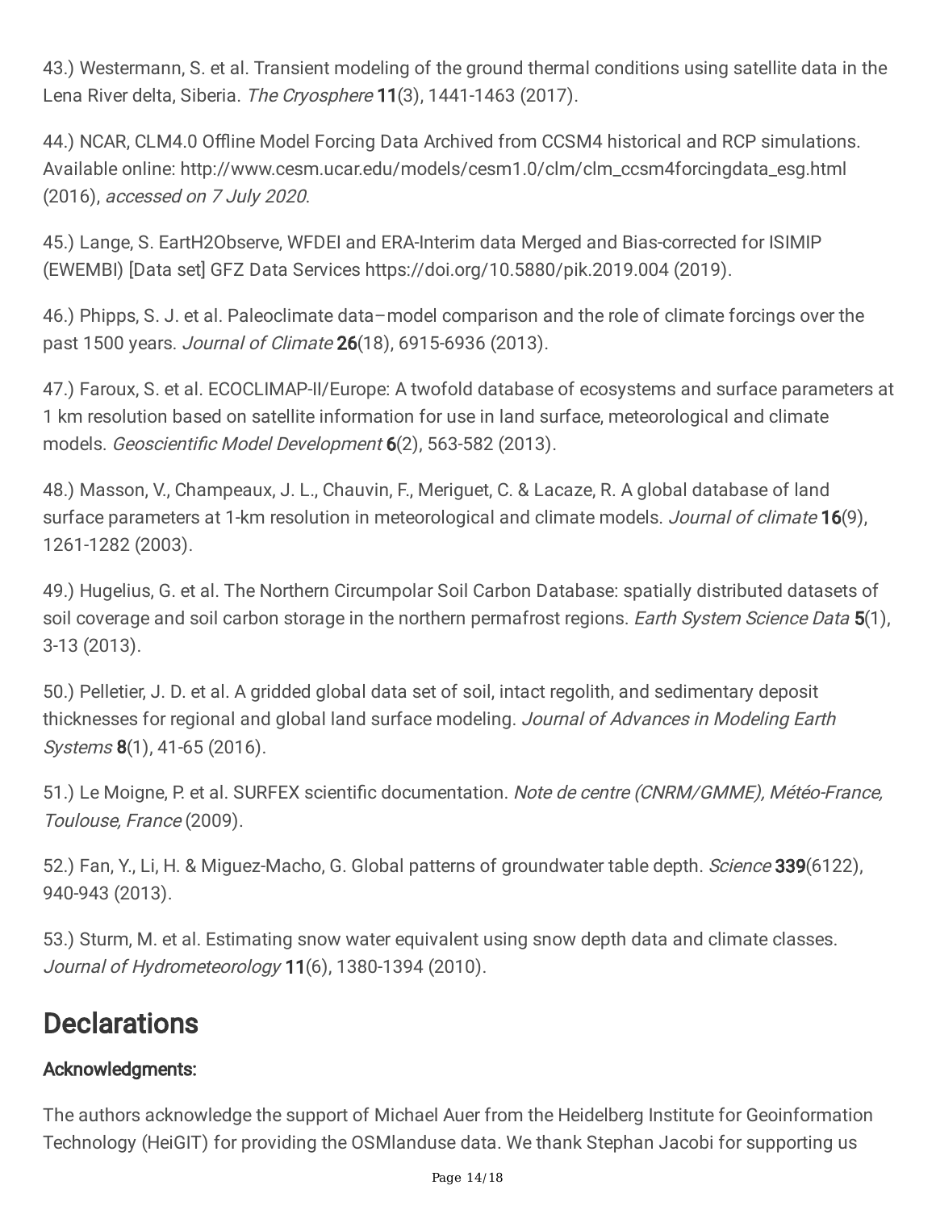43.) Westermann, S. et al. Transient modeling of the ground thermal conditions using satellite data in the Lena River delta, Siberia. *The Cryosphere* **11**(3), 1441-1463 (2017).

44.) NCAR, CLM4.0 Offline Model Forcing Data Archived from CCSM4 historical and RCP simulations. Available online: http://www.cesm.ucar.edu/models/cesm1.0/clm/clm_ccsm4forcingdata_esg.html (2016), *accessed on 7 July 2020*.

45.) Lange, S. EartH2Observe, WFDEI and ERA-Interim data Merged and Bias-corrected for ISIMIP (EWEMBI) [Data set] GFZ Data Services https://doi.org/10.5880/pik.2019.004 (2019).

46.) Phipps, S. J. et al. Paleoclimate data–model comparison and the role of climate forcings over the past 1500 years. *Journal of Climate* **26**(18), 6915-6936 (2013).

47.) Faroux, S. et al. ECOCLIMAP-II/Europe: A twofold database of ecosystems and surface parameters at 1 km resolution based on satellite information for use in land surface, meteorological and climate models. *Geoscientific Model Development* **6**(2), 563-582 (2013).

48.) Masson, V., Champeaux, J. L., Chauvin, F., Meriguet, C. & Lacaze, R. A global database of land surface parameters at 1-km resolution in meteorological and climate models. *Journal of climate* **16**(9), 1261-1282 (2003).

49.) Hugelius, G. et al. The Northern Circumpolar Soil Carbon Database: spatially distributed datasets of soil coverage and soil carbon storage in the northern permafrost regions. *Earth System Science Data* **5**(1), 3-13 (2013).

50.) Pelletier, J. D. et al. A gridded global data set of soil, intact regolith, and sedimentary deposit thicknesses for regional and global land surface modeling. *Journal of Advances in Modeling Earth Systems* **8**(1), 41-65 (2016).

51.) Le Moigne, P. et al. SURFEX scientific documentation. *Note de centre (CNRM/GMME), Météo-France, Toulouse, France* (2009).

52.) Fan, Y., Li, H. & Miguez-Macho, G. Global patterns of groundwater table depth. *Science* **339**(6122), 940-943 (2013).

53.) Sturm, M. et al. Estimating snow water equivalent using snow depth data and climate classes. *Journal of Hydrometeorology* **11**(6), 1380-1394 (2010).

# Declarations

## Acknowledgments:

The authors acknowledge the support of Michael Auer from the Heidelberg Institute for Geoinformation Technology (HeiGIT) for providing the OSMlanduse data. We thank Stephan Jacobi for supporting us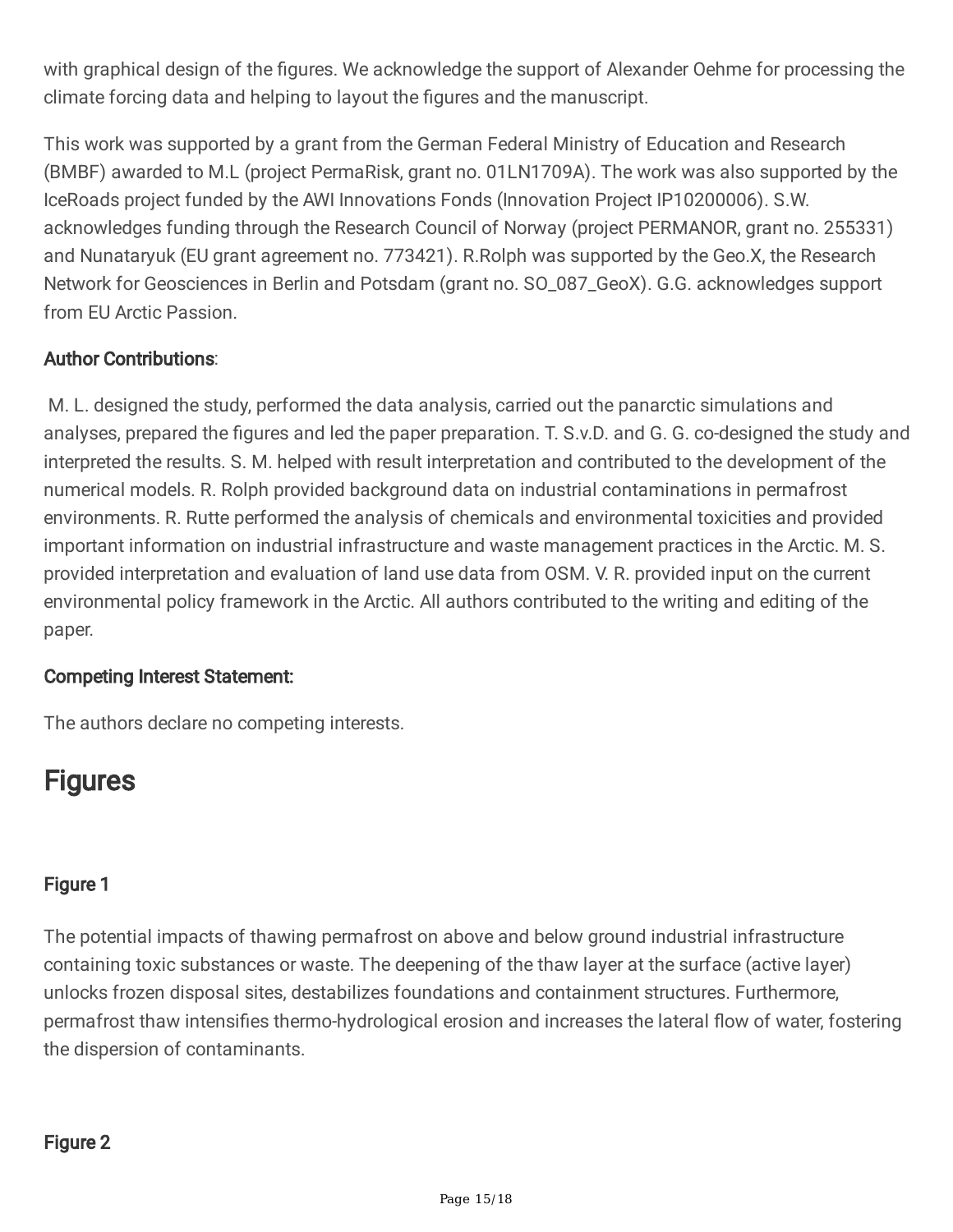with graphical design of the figures. We acknowledge the support of Alexander Oehme for processing the climate forcing data and helping to layout the figures and the manuscript.

This work was supported by a grant from the German Federal Ministry of Education and Research (BMBF) awarded to M.L (project PermaRisk, grant no. 01LN1709A). The work was also supported by the IceRoads project funded by the AWI Innovations Fonds (Innovation Project IP10200006). S.W. acknowledges funding through the Research Council of Norway (project PERMANOR, grant no. 255331) and Nunataryuk (EU grant agreement no. 773421). R.Rolph was supported by the Geo.X, the Research Network for Geosciences in Berlin and Potsdam (grant no. SO_087_GeoX). G.G. acknowledges support from EU Arctic Passion.

**Author Contributions**:

M. L. designed the study, performed the data analysis, carried out the panarctic simulations and analyses, prepared the figures and led the paper preparation. T. S.v.D. and G. G. co-designed the study and interpreted the results. S. M. helped with result interpretation and contributed to the development of the numerical models. R. Rolph provided background data on industrial contaminations in permafrost environments. R. Rutte performed the analysis of chemicals and environmental toxicities and provided important information on industrial infrastructure and waste management practices in the Arctic. M. S. provided interpretation and evaluation of land use data from OSM. V. R. provided input on the current environmental policy framework in the Arctic. All authors contributed to the writing and editing of the paper.

**Competing Interest Statement:**

The authors declare no competing interests.

# Figures

### Figure 1

The potential impacts of thawing permafrost on above and below ground industrial infrastructure containing toxic substances or waste. The deepening of the thaw layer at the surface (active layer) unlocks frozen disposal sites, destabilizes foundations and containment structures. Furthermore, permafrost thaw intensifies thermo-hydrological erosion and increases the lateral flow of water, fostering the dispersion of contaminants.

### Figure 2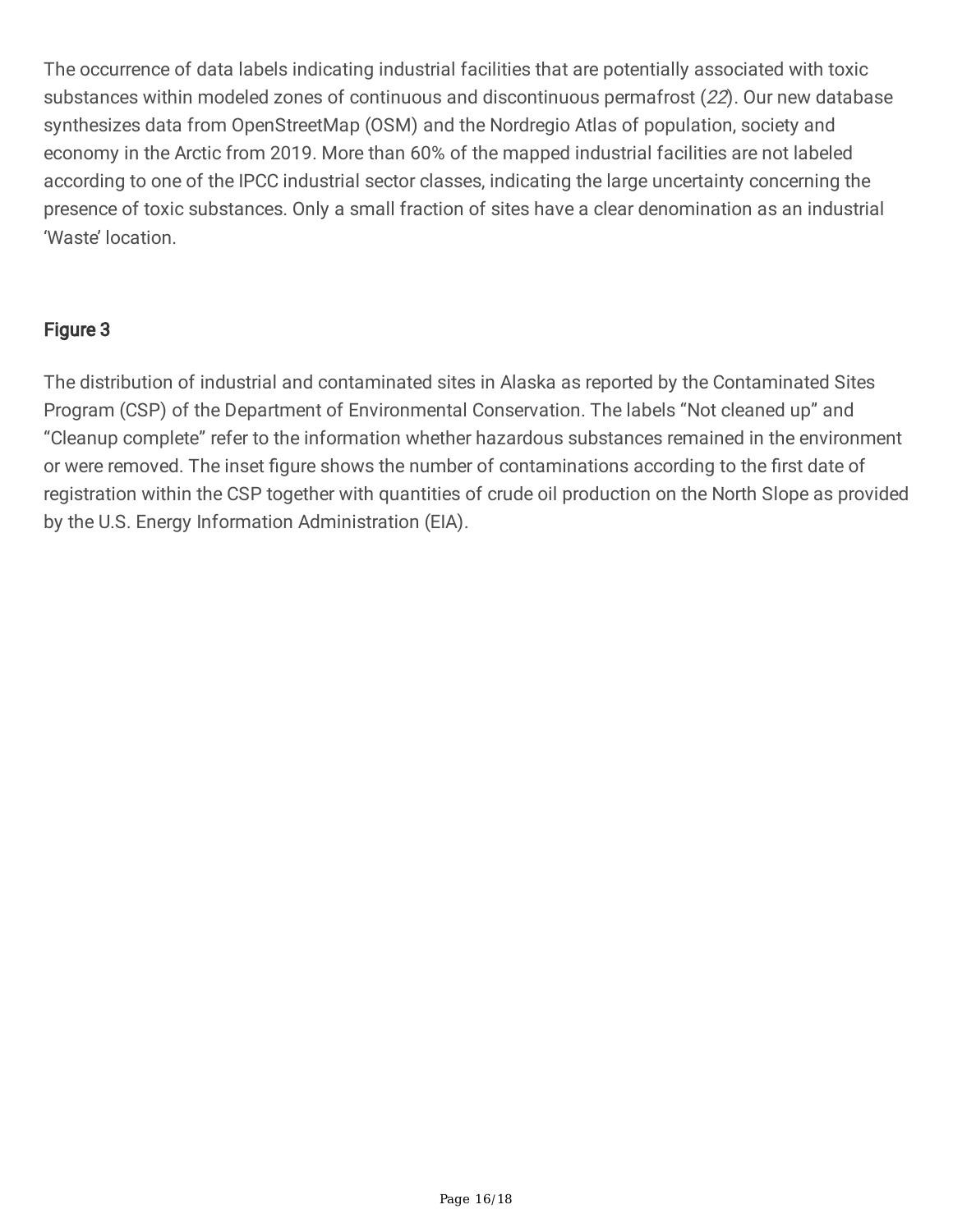The occurrence of data labels indicating industrial facilities that are potentially associated with toxic substances within modeled zones of continuous and discontinuous permafrost (*22*). Our new database synthesizes data from OpenStreetMap (OSM) and the Nordregio Atlas of population, society and economy in the Arctic from 2019. More than 60% of the mapped industrial facilities are not labeled according to one of the IPCC industrial sector classes, indicating the large uncertainty concerning the presence of toxic substances. Only a small fraction of sites have a clear denomination as an industrial 'Waste' location.

## Figure 3

The distribution of industrial and contaminated sites in Alaska as reported by the Contaminated Sites Program (CSP) of the Department of Environmental Conservation. The labels "Not cleaned up" and "Cleanup complete" refer to the information whether hazardous substances remained in the environment or were removed. The inset figure shows the number of contaminations according to the first date of registration within the CSP together with quantities of crude oil production on the North Slope as provided by the U.S. Energy Information Administration (EIA).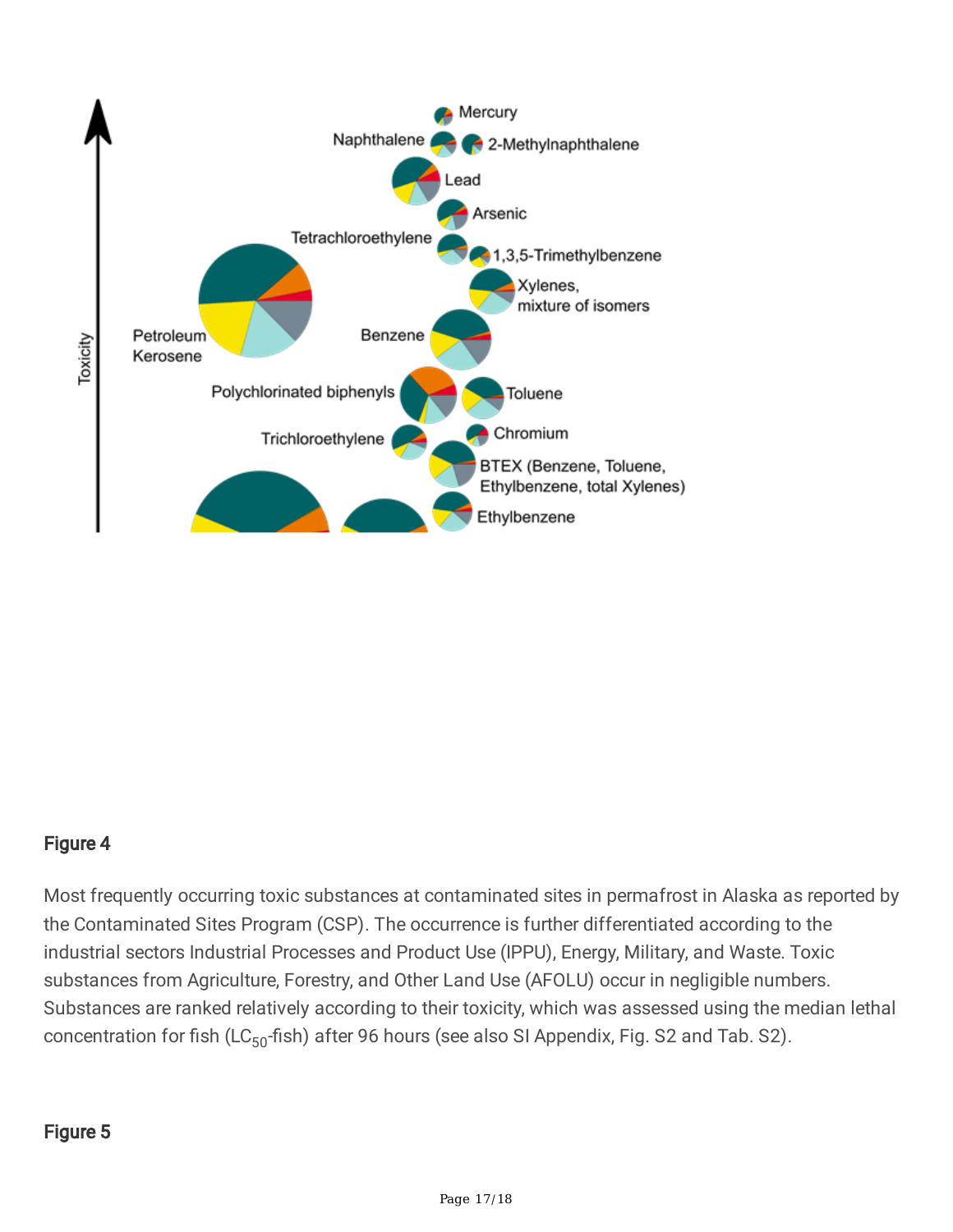## Figure 4

Most frequently occurring toxic substances at contaminated sites in permafrost in Alaska as reported by the Contaminated Sites Program (CSP). The occurrence is further differentiated according to the industrial sectors Industrial Processes and Product Use (IPPU), Energy, Military, and Waste. Toxic substances from Agriculture, Forestry, and Other Land Use (AFOLU) occur in negligible numbers. Substances are ranked relatively according to their toxicity, which was assessed using the median lethal concentration for fish ($LC_{50}$-fish) after 96 hours (see also SI Appendix, Fig. S2 and Tab. S2).

## Figure 5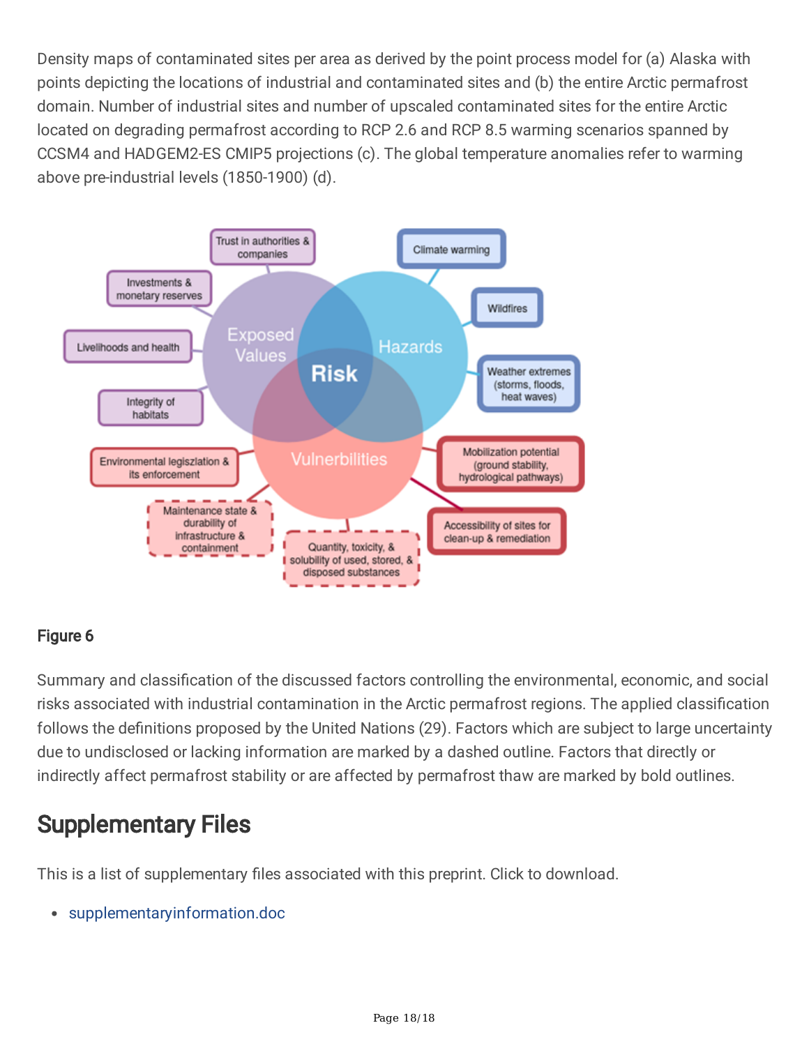Density maps of contaminated sites per area as derived by the point process model for (a) Alaska with points depicting the locations of industrial and contaminated sites and (b) the entire Arctic permafrost domain. Number of industrial sites and number of upscaled contaminated sites for the entire Arctic located on degrading permafrost according to RCP 2.6 and RCP 8.5 warming scenarios spanned by CCSM4 and HADGEM2-ES CMIP5 projections (c). The global temperature anomalies refer to warming above pre-industrial levels (1850-1900) (d).

Trust in authorities & companies

Climate warming

Investments & monetary reserves

Wildfires

Livelihoods and health

Exposed Values

Hazards

Risk

Weather extremes (storms, floods, heat waves)

Integrity of habitats

Vulnerbilities

Environmental legiszlation & its enforcement

Mobilization potential (ground stability, hydrological pathways)

Maintenance state & durability of infrastructure & containment

Accessibility of sites for clean-up & remediation

Quantity, toxicity, & solubility of used, stored, & disposed substances

**Figure 6**

Summary and classification of the discussed factors controlling the environmental, economic, and social risks associated with industrial contamination in the Arctic permafrost regions. The applied classification follows the definitions proposed by the United Nations (29). Factors which are subject to large uncertainty due to undisclosed or lacking information are marked by a dashed outline. Factors that directly or indirectly affect permafrost stability or are affected by permafrost thaw are marked by bold outlines.

## Supplementary Files

This is a list of supplementary files associated with this preprint. Click to download.

- supplementaryinformation.doc